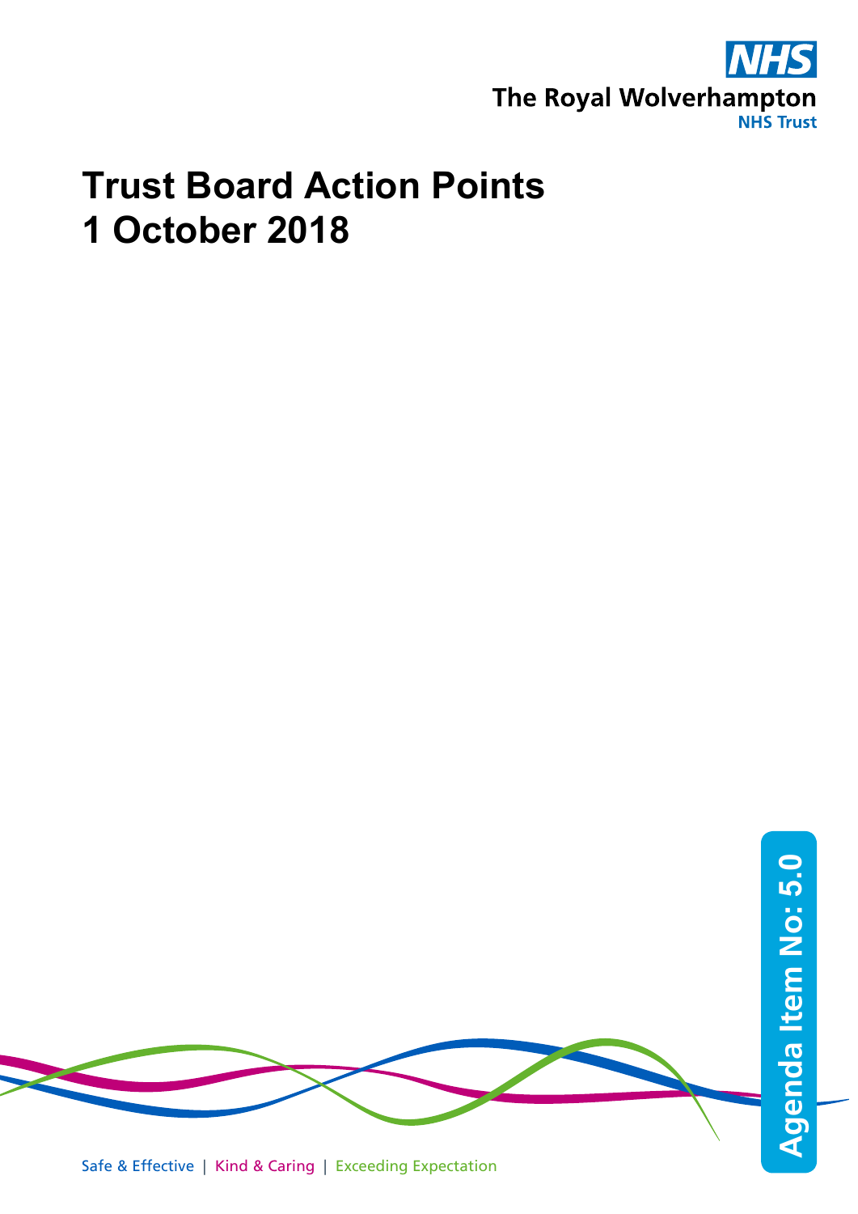The Royal Wolverhampton NHS Trust

# Trust Board Action Points
# 1 October 2018

Agenda Item No: 5.0

Safe & Effective | Kind & Caring | Exceeding Expectation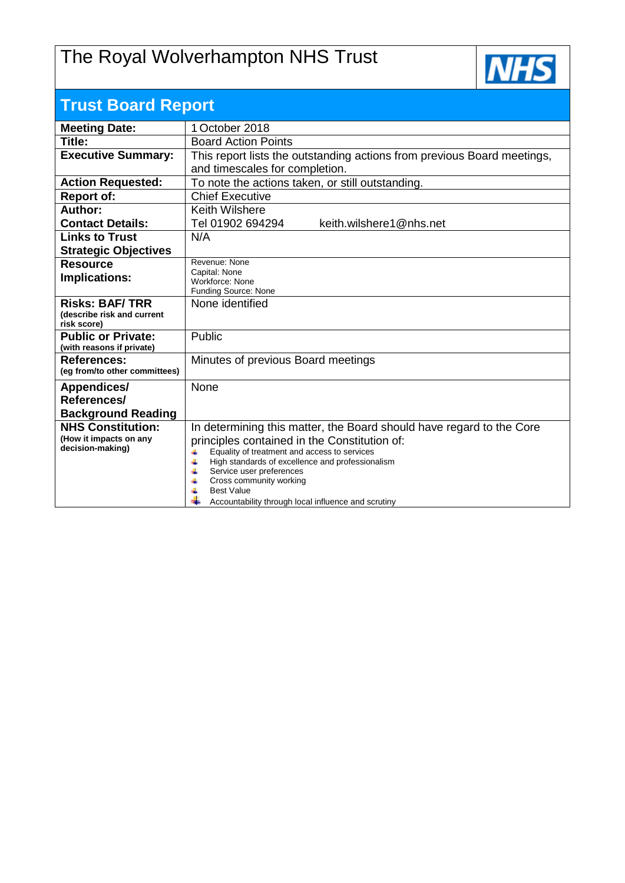# The Royal Wolverhampton NHS Trust

## Trust Board Report

| | |
|---|---|
| **Meeting Date:** | 1 October 2018 |
| **Title:** | Board Action Points |
| **Executive Summary:** | This report lists the outstanding actions from previous Board meetings, and timescales for completion. |
| **Action Requested:** | To note the actions taken, or still outstanding. |
| **Report of:** | Chief Executive |
| **Author:**<br>**Contact Details:** | Keith Wilshere<br>Tel 01902 694294 keith.wilshere1@nhs.net |
| **Links to Trust Strategic Objectives** | N/A |
| **Resource Implications:** | Revenue: None<br>Capital: None<br>Workforce: None<br>Funding Source: None |
| **Risks: BAF/ TRR**<br>**(describe risk and current risk score)** | None identified |
| **Public or Private:**<br>**(with reasons if private)** | Public |
| **References:**<br>**(eg from/to other committees)** | Minutes of previous Board meetings |
| **Appendices/ References/ Background Reading** | None |
| **NHS Constitution:**<br>**(How it impacts on any decision-making)** | In determining this matter, the Board should have regard to the Core principles contained in the Constitution of:<br>- Equality of treatment and access to services<br>- High standards of excellence and professionalism<br>- Service user preferences<br>- Cross community working<br>- Best Value<br>- Accountability through local influence and scrutiny |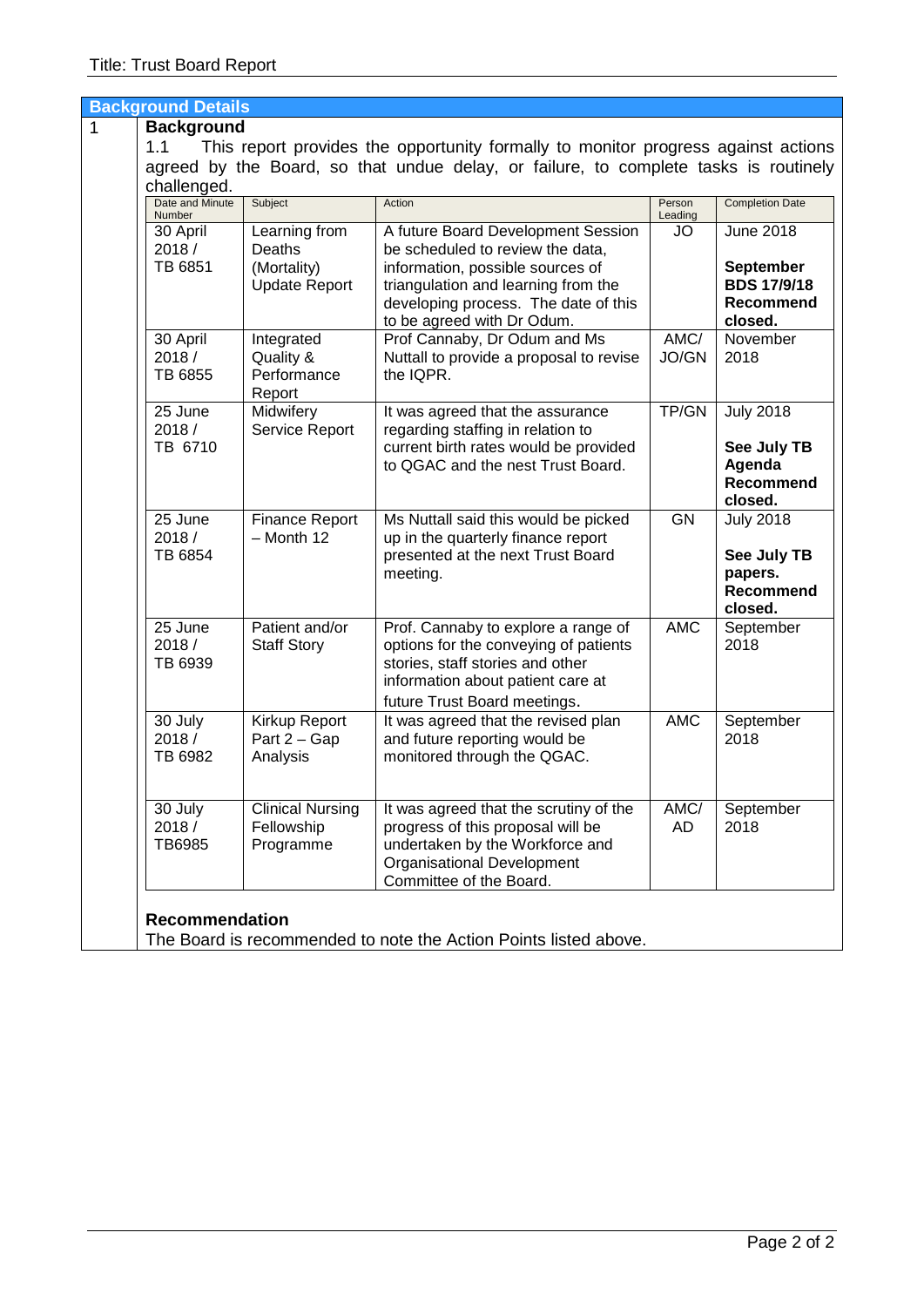Title: Trust Board Report

## Background Details

1 **Background**

1.1 This report provides the opportunity formally to monitor progress against actions agreed by the Board, so that undue delay, or failure, to complete tasks is routinely challenged.

| Date and Minute Number | Subject | Action | Person Leading | Completion Date |
|---|---|---|---|---|
| 30 April 2018 / TB 6851 | Learning from Deaths (Mortality) Update Report | A future Board Development Session be scheduled to review the data, information, possible sources of triangulation and learning from the developing process. The date of this to be agreed with Dr Odum. | JO | June 2018 **September BDS 17/9/18 Recommend closed.** |
| 30 April 2018 / TB 6855 | Integrated Quality & Performance Report | Prof Cannaby, Dr Odum and Ms Nuttall to provide a proposal to revise the IQPR. | AMC/ JO/GN | November 2018 |
| 25 June 2018 / TB 6710 | Midwifery Service Report | It was agreed that the assurance regarding staffing in relation to current birth rates would be provided to QGAC and the nest Trust Board. | TP/GN | July 2018 **See July TB Agenda Recommend closed.** |
| 25 June 2018 / TB 6854 | Finance Report – Month 12 | Ms Nuttall said this would be picked up in the quarterly finance report presented at the next Trust Board meeting. | GN | July 2018 **See July TB papers. Recommend closed.** |
| 25 June 2018 / TB 6939 | Patient and/or Staff Story | Prof. Cannaby to explore a range of options for the conveying of patients stories, staff stories and other information about patient care at future Trust Board meetings. | AMC | September 2018 |
| 30 July 2018 / TB 6982 | Kirkup Report Part 2 – Gap Analysis | It was agreed that the revised plan and future reporting would be monitored through the QGAC. | AMC | September 2018 |
| 30 July 2018 / TB6985 | Clinical Nursing Fellowship Programme | It was agreed that the scrutiny of the progress of this proposal will be undertaken by the Workforce and Organisational Development Committee of the Board. | AMC/ AD | September 2018 |

**Recommendation**

The Board is recommended to note the Action Points listed above.